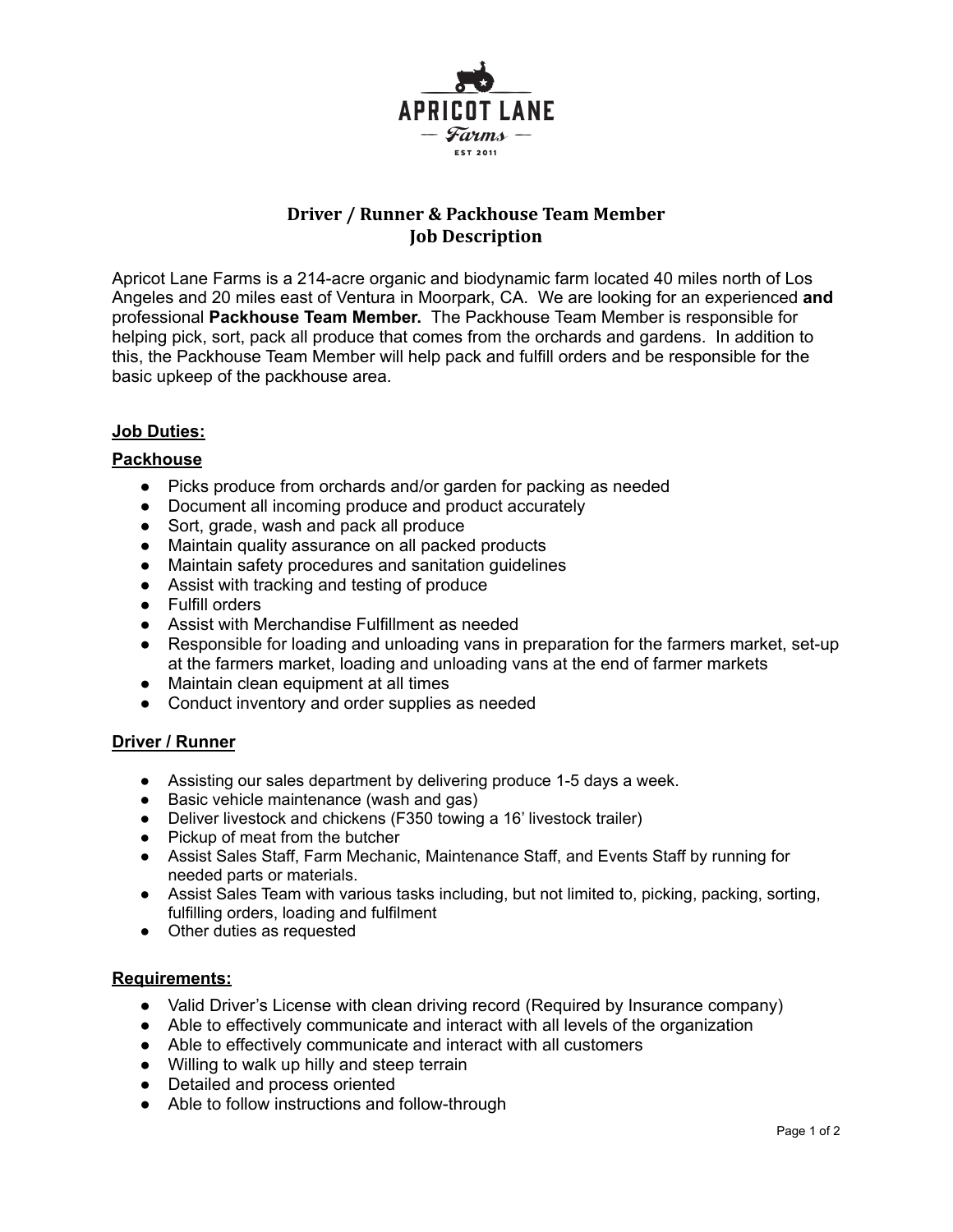APRICOT LANE

— Farms —

EST 2011

# Driver / Runner & Packhouse Team Member
# Job Description

Apricot Lane Farms is a 214-acre organic and biodynamic farm located 40 miles north of Los Angeles and 20 miles east of Ventura in Moorpark, CA. We are looking for an experienced **and** professional **Packhouse Team Member.** The Packhouse Team Member is responsible for helping pick, sort, pack all produce that comes from the orchards and gardens. In addition to this, the Packhouse Team Member will help pack and fulfill orders and be responsible for the basic upkeep of the packhouse area.

## Job Duties:

### Packhouse

- Picks produce from orchards and/or garden for packing as needed
- Document all incoming produce and product accurately
- Sort, grade, wash and pack all produce
- Maintain quality assurance on all packed products
- Maintain safety procedures and sanitation guidelines
- Assist with tracking and testing of produce
- Fulfill orders
- Assist with Merchandise Fulfillment as needed
- Responsible for loading and unloading vans in preparation for the farmers market, set-up at the farmers market, loading and unloading vans at the end of farmer markets
- Maintain clean equipment at all times
- Conduct inventory and order supplies as needed

### Driver / Runner

- Assisting our sales department by delivering produce 1-5 days a week.
- Basic vehicle maintenance (wash and gas)
- Deliver livestock and chickens (F350 towing a 16' livestock trailer)
- Pickup of meat from the butcher
- Assist Sales Staff, Farm Mechanic, Maintenance Staff, and Events Staff by running for needed parts or materials.
- Assist Sales Team with various tasks including, but not limited to, picking, packing, sorting, fulfilling orders, loading and fulfilment
- Other duties as requested

## Requirements:

- Valid Driver's License with clean driving record (Required by Insurance company)
- Able to effectively communicate and interact with all levels of the organization
- Able to effectively communicate and interact with all customers
- Willing to walk up hilly and steep terrain
- Detailed and process oriented
- Able to follow instructions and follow-through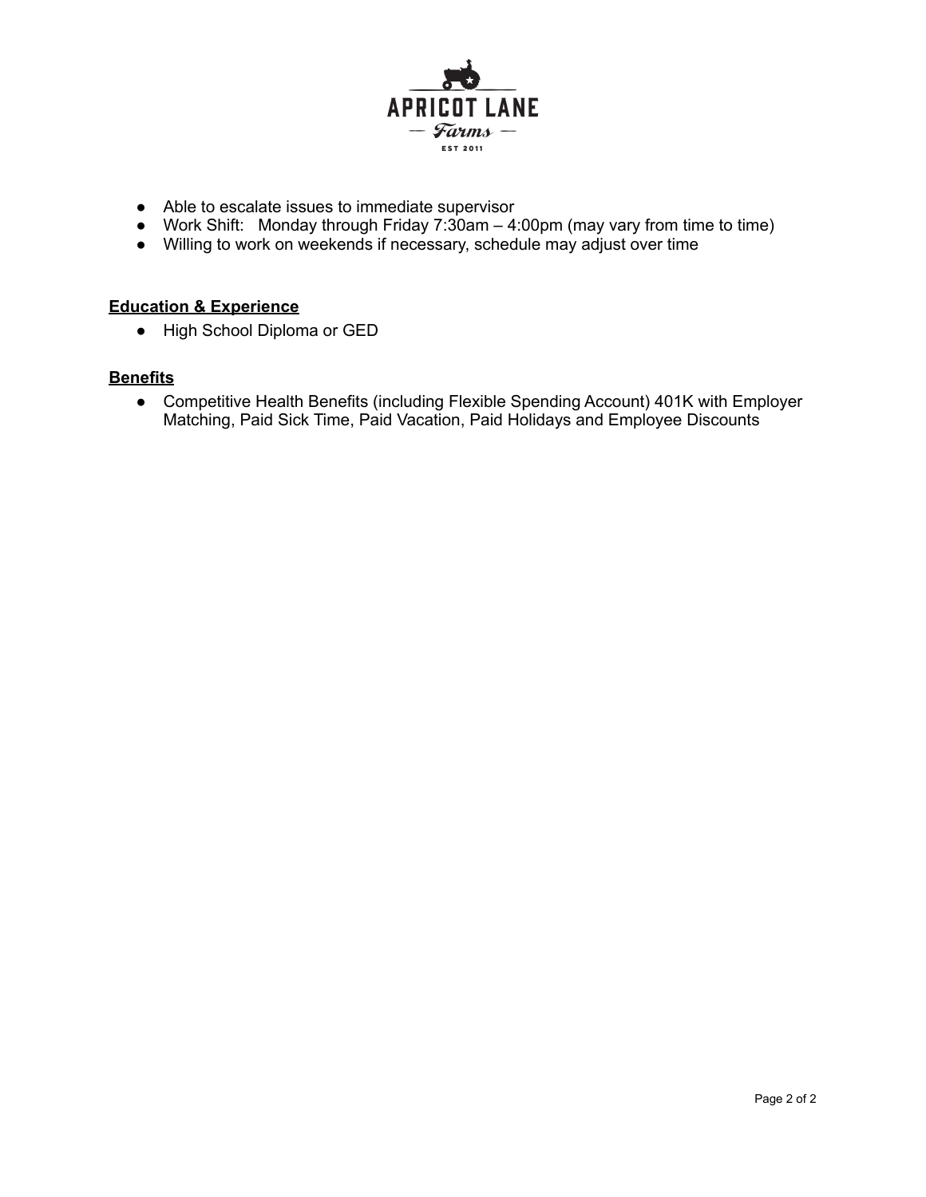- Able to escalate issues to immediate supervisor
- Work Shift: Monday through Friday 7:30am – 4:00pm (may vary from time to time)
- Willing to work on weekends if necessary, schedule may adjust over time

**Education & Experience**

- High School Diploma or GED

**Benefits**

- Competitive Health Benefits (including Flexible Spending Account) 401K with Employer Matching, Paid Sick Time, Paid Vacation, Paid Holidays and Employee Discounts